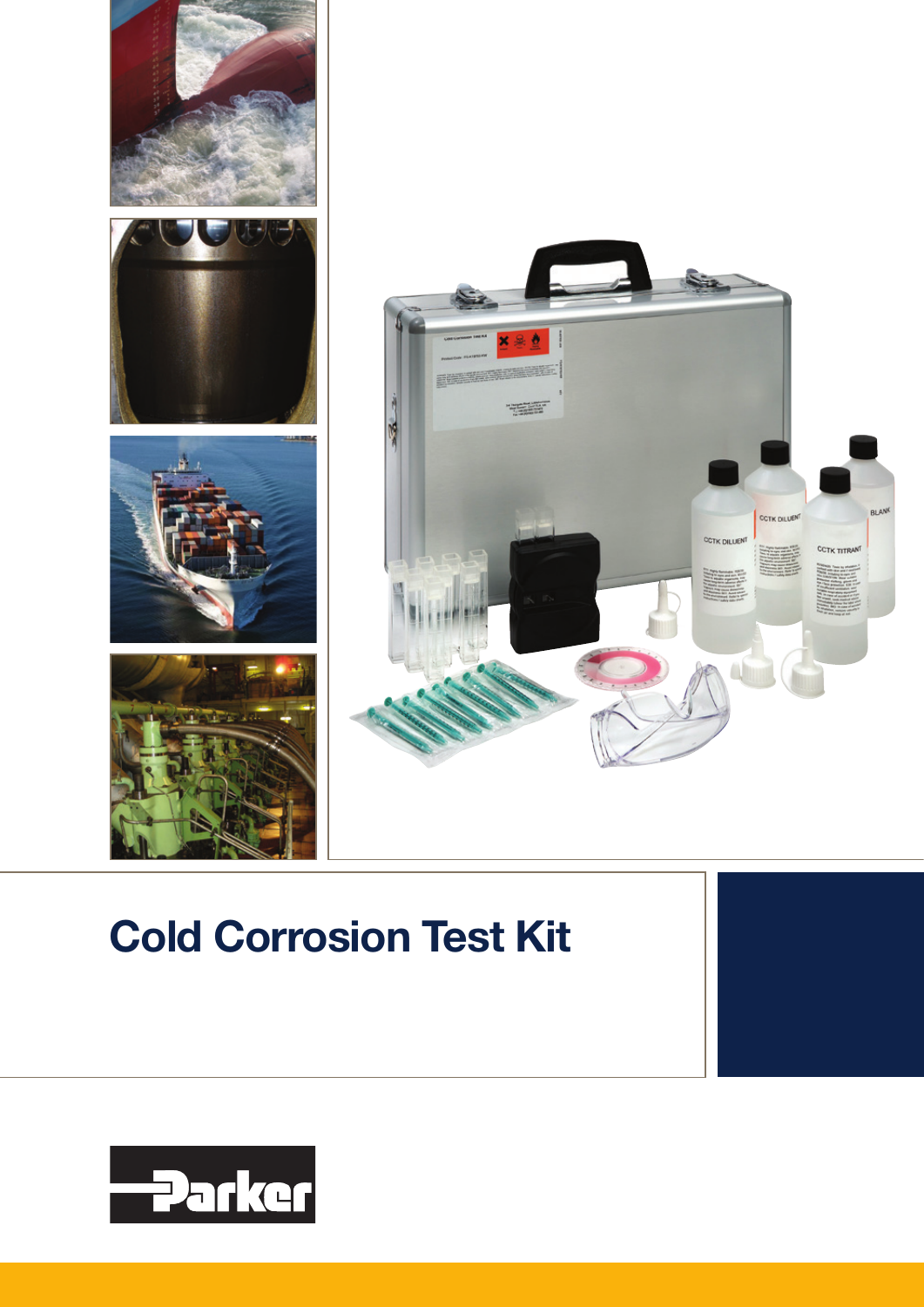# Cold Corrosion Test Kit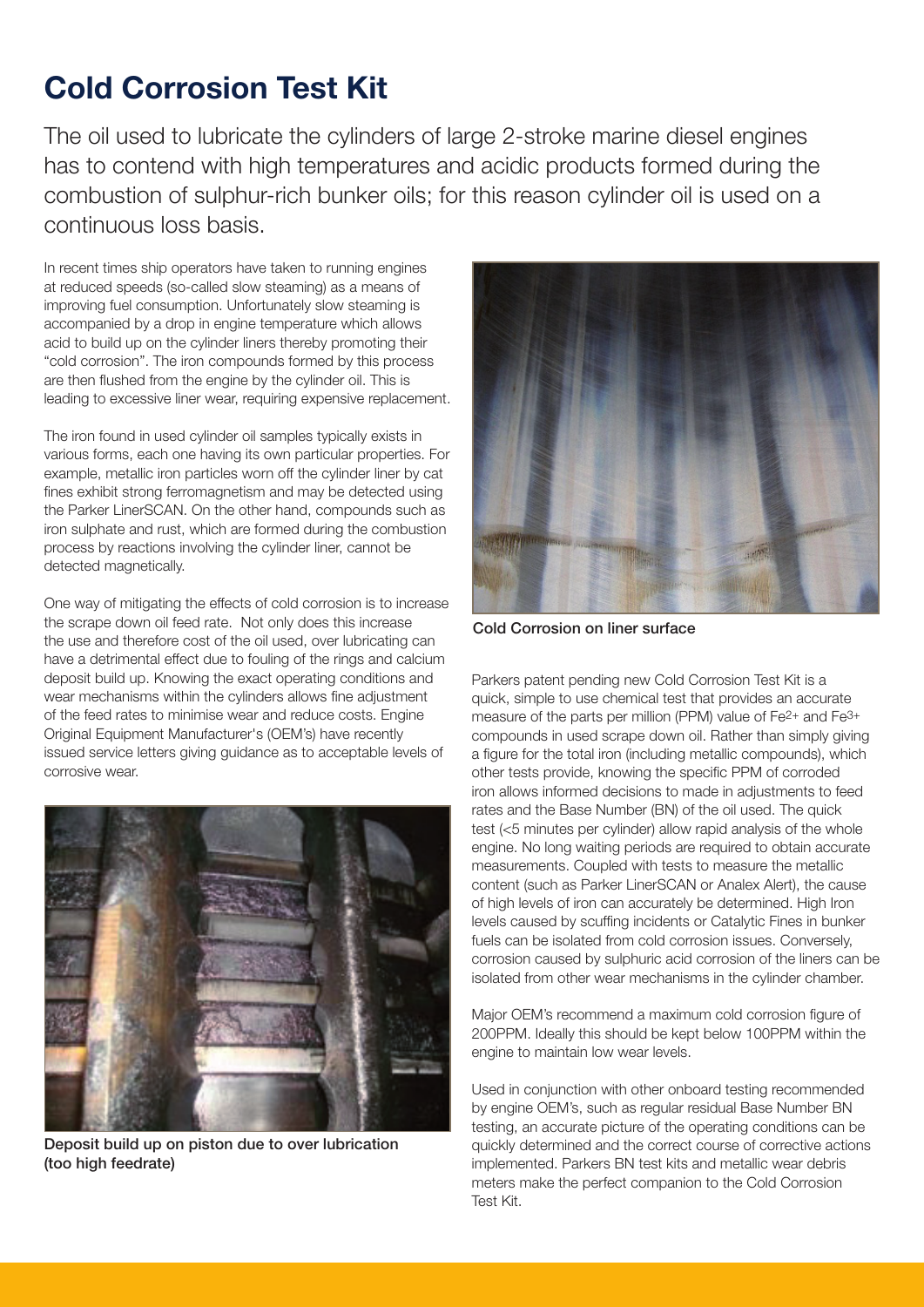# Cold Corrosion Test Kit

The oil used to lubricate the cylinders of large 2-stroke marine diesel engines has to contend with high temperatures and acidic products formed during the combustion of sulphur-rich bunker oils; for this reason cylinder oil is used on a continuous loss basis.

In recent times ship operators have taken to running engines at reduced speeds (so-called slow steaming) as a means of improving fuel consumption. Unfortunately slow steaming is accompanied by a drop in engine temperature which allows acid to build up on the cylinder liners thereby promoting their "cold corrosion". The iron compounds formed by this process are then flushed from the engine by the cylinder oil. This is leading to excessive liner wear, requiring expensive replacement.

The iron found in used cylinder oil samples typically exists in various forms, each one having its own particular properties. For example, metallic iron particles worn off the cylinder liner by cat fines exhibit strong ferromagnetism and may be detected using the Parker LinerSCAN. On the other hand, compounds such as iron sulphate and rust, which are formed during the combustion process by reactions involving the cylinder liner, cannot be detected magnetically.

One way of mitigating the effects of cold corrosion is to increase the scrape down oil feed rate. Not only does this increase the use and therefore cost of the oil used, over lubricating can have a detrimental effect due to fouling of the rings and calcium deposit build up. Knowing the exact operating conditions and wear mechanisms within the cylinders allows fine adjustment of the feed rates to minimise wear and reduce costs. Engine Original Equipment Manufacturer's (OEM's) have recently issued service letters giving guidance as to acceptable levels of corrosive wear.

**Deposit build up on piston due to over lubrication (too high feedrate)**

**Cold Corrosion on liner surface**

Parkers patent pending new Cold Corrosion Test Kit is a quick, simple to use chemical test that provides an accurate measure of the parts per million (PPM) value of $Fe^{2+}$ and $Fe^{3+}$ compounds in used scrape down oil. Rather than simply giving a figure for the total iron (including metallic compounds), which other tests provide, knowing the specific PPM of corroded iron allows informed decisions to made in adjustments to feed rates and the Base Number (BN) of the oil used. The quick test (<5 minutes per cylinder) allow rapid analysis of the whole engine. No long waiting periods are required to obtain accurate measurements. Coupled with tests to measure the metallic content (such as Parker LinerSCAN or Analex Alert), the cause of high levels of iron can accurately be determined. High Iron levels caused by scuffing incidents or Catalytic Fines in bunker fuels can be isolated from cold corrosion issues. Conversely, corrosion caused by sulphuric acid corrosion of the liners can be isolated from other wear mechanisms in the cylinder chamber.

Major OEM's recommend a maximum cold corrosion figure of 200PPM. Ideally this should be kept below 100PPM within the engine to maintain low wear levels.

Used in conjunction with other onboard testing recommended by engine OEM's, such as regular residual Base Number BN testing, an accurate picture of the operating conditions can be quickly determined and the correct course of corrective actions implemented. Parkers BN test kits and metallic wear debris meters make the perfect companion to the Cold Corrosion Test Kit.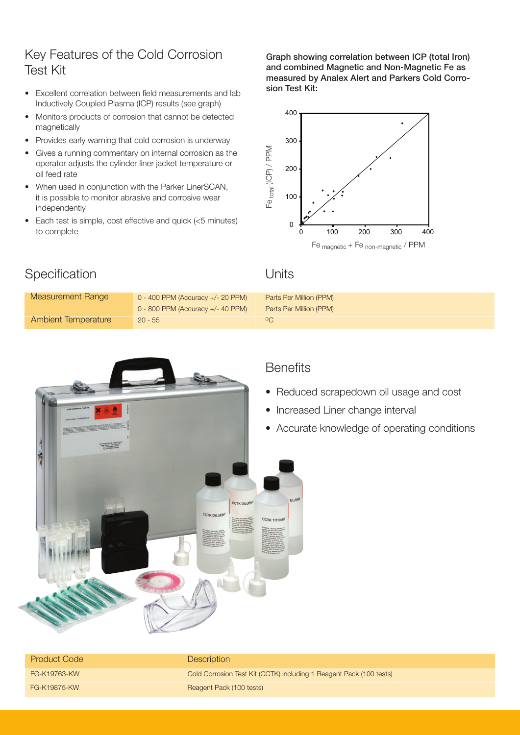## Key Features of the Cold Corrosion Test Kit

- Excellent correlation between field measurements and lab Inductively Coupled Plasma (ICP) results (see graph)
- Monitors products of corrosion that cannot be detected magnetically
- Provides early warning that cold corrosion is underway
- Gives a running commentary on internal corrosion as the operator adjusts the cylinder liner jacket temperature or oil feed rate
- When used in conjunction with the Parker LinerSCAN, it is possible to monitor abrasive and corrosive wear independently
- Each test is simple, cost effective and quick (<5 minutes) to complete

**Graph showing correlation between ICP (total Iron) and combined Magnetic and Non-Magnetic Fe as measured by Analex Alert and Parkers Cold Corrosion Test Kit:**

$Fe_{total}$ (ICP) / PPM vs. $Fe_{magnetic} + Fe_{non\text{-}magnetic}$ / PPM

## Specification

| Specification | | Units |
|---|---|---|
| Measurement Range | 0 - 400 PPM (Accuracy +/- 20 PPM) | Parts Per Million (PPM) |
| | 0 - 800 PPM (Accuracy +/- 40 PPM) | Parts Per Million (PPM) |
| Ambient Temperature | 20 - 55 | ºC |

## Benefits

- Reduced scrapedown oil usage and cost
- Increased Liner change interval
- Accurate knowledge of operating conditions

| Product Code | Description |
|---|---|
| FG-K19763-KW | Cold Corrosion Test Kit (CCTK) including 1 Reagent Pack (100 tests) |
| FG-K19875-KW | Reagent Pack (100 tests) |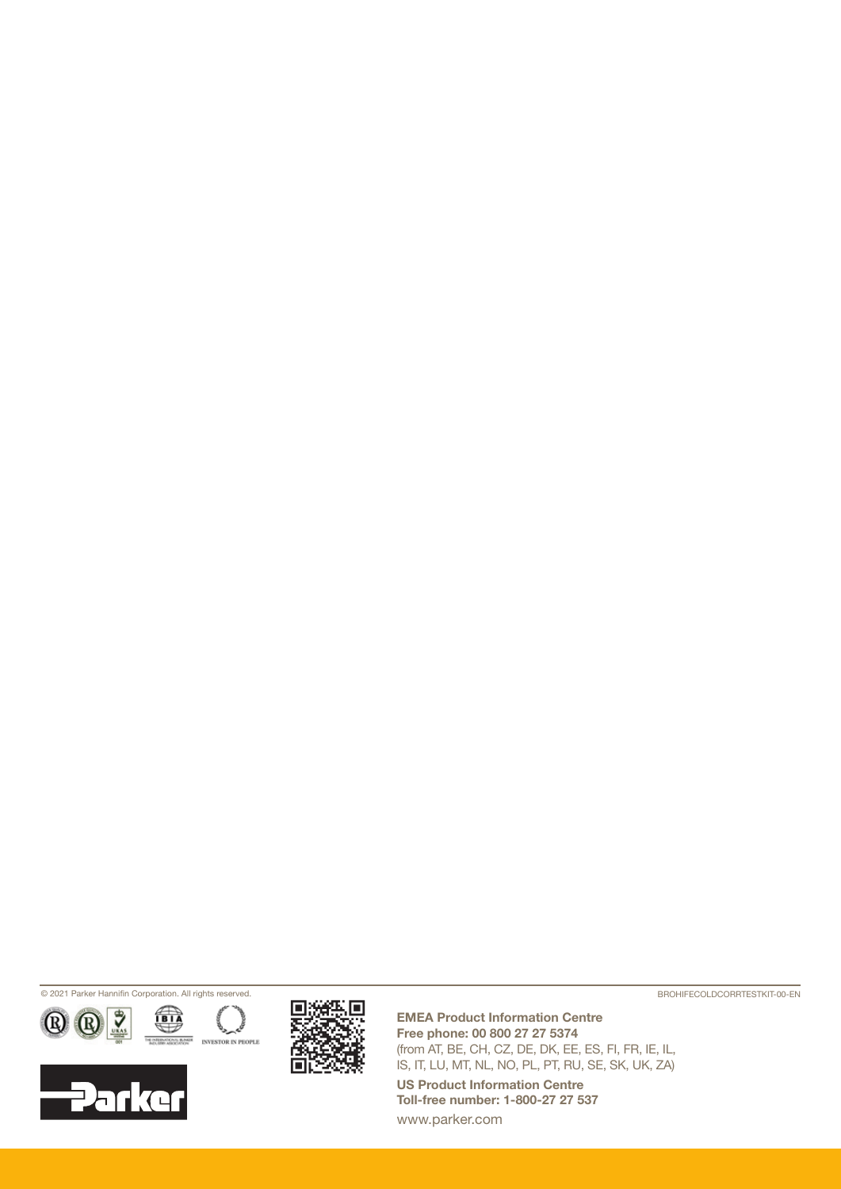© 2021 Parker Hannifin Corporation. All rights reserved.

BROHIFECOLDCORRTESTKIT-00-EN

INVESTOR IN PEOPLE

**EMEA Product Information Centre**
**Free phone: 00 800 27 27 5374**
(from AT, BE, CH, CZ, DE, DK, EE, ES, FI, FR, IE, IL, IS, IT, LU, MT, NL, NO, PL, PT, RU, SE, SK, UK, ZA)

**US Product Information Centre**
**Toll-free number: 1-800-27 27 537**

www.parker.com